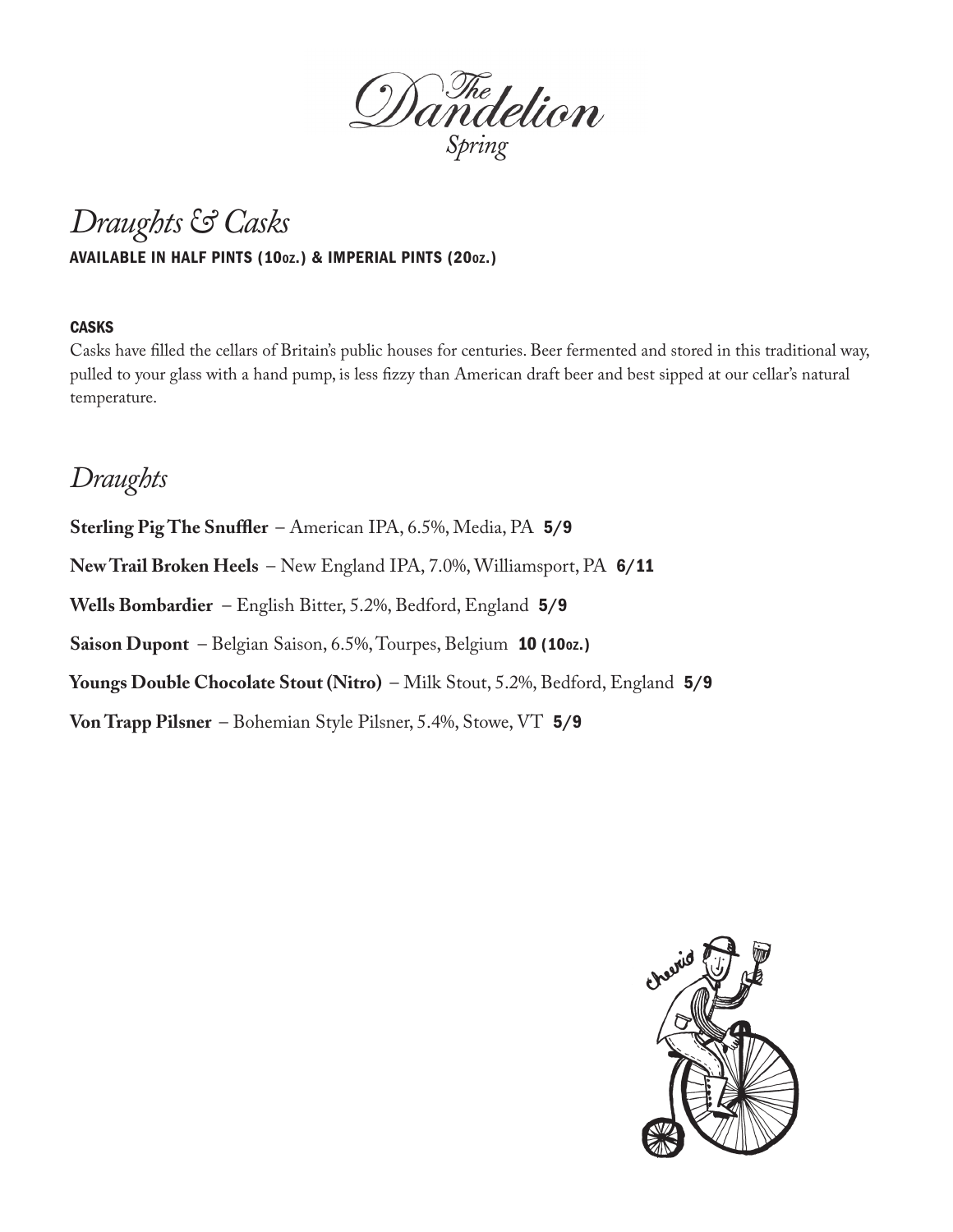# *The Dandelion*
*Spring*

## *Draughts & Casks*

**AVAILABLE IN HALF PINTS (10oz.) & IMPERIAL PINTS (20oz.)**

**CASKS**

Casks have filled the cellars of Britain's public houses for centuries. Beer fermented and stored in this traditional way, pulled to your glass with a hand pump, is less fizzy than American draft beer and best sipped at our cellar's natural temperature.

## *Draughts*

**Sterling Pig The Snuffler** – American IPA, 6.5%, Media, PA **5/9**

**New Trail Broken Heels** – New England IPA, 7.0%, Williamsport, PA **6/11**

**Wells Bombardier** – English Bitter, 5.2%, Bedford, England **5/9**

**Saison Dupont** – Belgian Saison, 6.5%, Tourpes, Belgium **10 (10oz.)**

**Youngs Double Chocolate Stout (Nitro)** – Milk Stout, 5.2%, Bedford, England **5/9**

**Von Trapp Pilsner** – Bohemian Style Pilsner, 5.4%, Stowe, VT **5/9**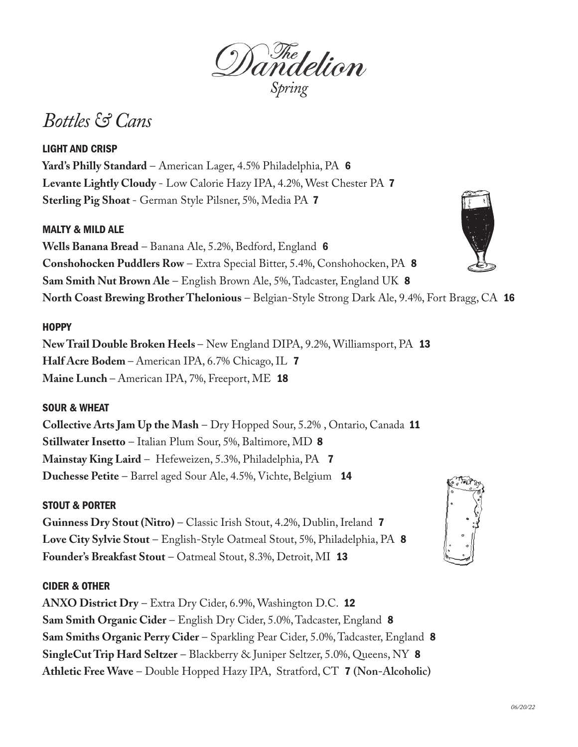# The Dandelion

*Spring*

## *Bottles & Cans*

### LIGHT AND CRISP

**Yard's Philly Standard** – American Lager, 4.5% Philadelphia, PA **6**
**Levante Lightly Cloudy** - Low Calorie Hazy IPA, 4.2%, West Chester PA **7**
**Sterling Pig Shoat** - German Style Pilsner, 5%, Media PA **7**

### MALTY & MILD ALE

**Wells Banana Bread** – Banana Ale, 5.2%, Bedford, England **6**
**Conshohocken Puddlers Row** – Extra Special Bitter, 5.4%, Conshohocken, PA **8**
**Sam Smith Nut Brown Ale** – English Brown Ale, 5%, Tadcaster, England UK **8**
**North Coast Brewing Brother Thelonious** – Belgian-Style Strong Dark Ale, 9.4%, Fort Bragg, CA **16**

### HOPPY

**New Trail Double Broken Heels** – New England DIPA, 9.2%, Williamsport, PA **13**
**Half Acre Bodem** – American IPA, 6.7% Chicago, IL **7**
**Maine Lunch** – American IPA, 7%, Freeport, ME **18**

### SOUR & WHEAT

**Collective Arts Jam Up the Mash** – Dry Hopped Sour, 5.2% , Ontario, Canada **11**
**Stillwater Insetto** – Italian Plum Sour, 5%, Baltimore, MD **8**
**Mainstay King Laird** – Hefeweizen, 5.3%, Philadelphia, PA **7**
**Duchesse Petite** – Barrel aged Sour Ale, 4.5%, Vichte, Belgium **14**

### STOUT & PORTER

**Guinness Dry Stout (Nitro)** – Classic Irish Stout, 4.2%, Dublin, Ireland **7**
**Love City Sylvie Stout** – English-Style Oatmeal Stout, 5%, Philadelphia, PA **8**
**Founder's Breakfast Stout** – Oatmeal Stout, 8.3%, Detroit, MI **13**

### CIDER & OTHER

**ANXO District Dry** – Extra Dry Cider, 6.9%, Washington D.C. **12**
**Sam Smith Organic Cider** – English Dry Cider, 5.0%, Tadcaster, England **8**
**Sam Smiths Organic Perry Cider** – Sparkling Pear Cider, 5.0%, Tadcaster, England **8**
**SingleCut Trip Hard Seltzer** – Blackberry & Juniper Seltzer, 5.0%, Queens, NY **8**
**Athletic Free Wave** – Double Hopped Hazy IPA, Stratford, CT **7 (Non-Alcoholic)**

*06/20/22*